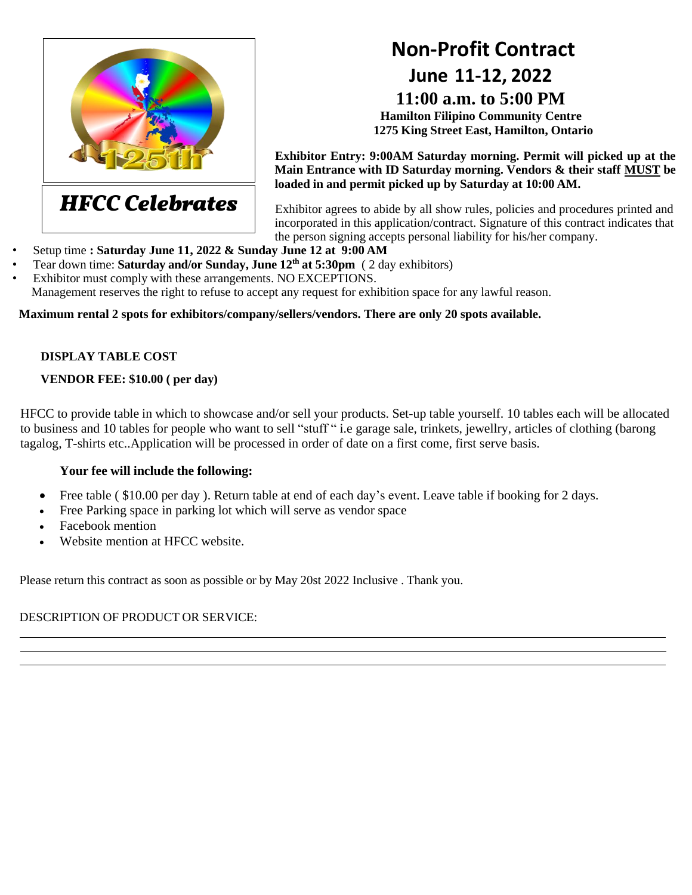**HFCC Celebrates**

# Non-Profit Contract

## June 11-12, 2022

## 11:00 a.m. to 5:00 PM

**Hamilton Filipino Community Centre**
**1275 King Street East, Hamilton, Ontario**

**Exhibitor Entry: 9:00AM Saturday morning. Permit will picked up at the Main Entrance with ID Saturday morning. Vendors & their staff MUST be loaded in and permit picked up by Saturday at 10:00 AM.**

Exhibitor agrees to abide by all show rules, policies and procedures printed and incorporated in this application/contract. Signature of this contract indicates that the person signing accepts personal liability for his/her company.

- Setup time **: Saturday June 11, 2022 & Sunday June 12 at 9:00 AM**
- Tear down time: **Saturday and/or Sunday, June 12th at 5:30pm** ( 2 day exhibitors)
- Exhibitor must comply with these arrangements. NO EXCEPTIONS.

Management reserves the right to refuse to accept any request for exhibition space for any lawful reason.

**Maximum rental 2 spots for exhibitors/company/sellers/vendors. There are only 20 spots available.**

**DISPLAY TABLE COST**

**VENDOR FEE: $10.00 ( per day)**

HFCC to provide table in which to showcase and/or sell your products. Set-up table yourself. 10 tables each will be allocated to business and 10 tables for people who want to sell "stuff " i.e garage sale, trinkets, jewellry, articles of clothing (barong tagalog, T-shirts etc..Application will be processed in order of date on a first come, first serve basis.

**Your fee will include the following:**

- Free table ( $10.00 per day ). Return table at end of each day's event. Leave table if booking for 2 days.
- Free Parking space in parking lot which will serve as vendor space
- Facebook mention
- Website mention at HFCC website.

Please return this contract as soon as possible or by May 20st 2022 Inclusive . Thank you.

DESCRIPTION OF PRODUCT OR SERVICE:

___

___

___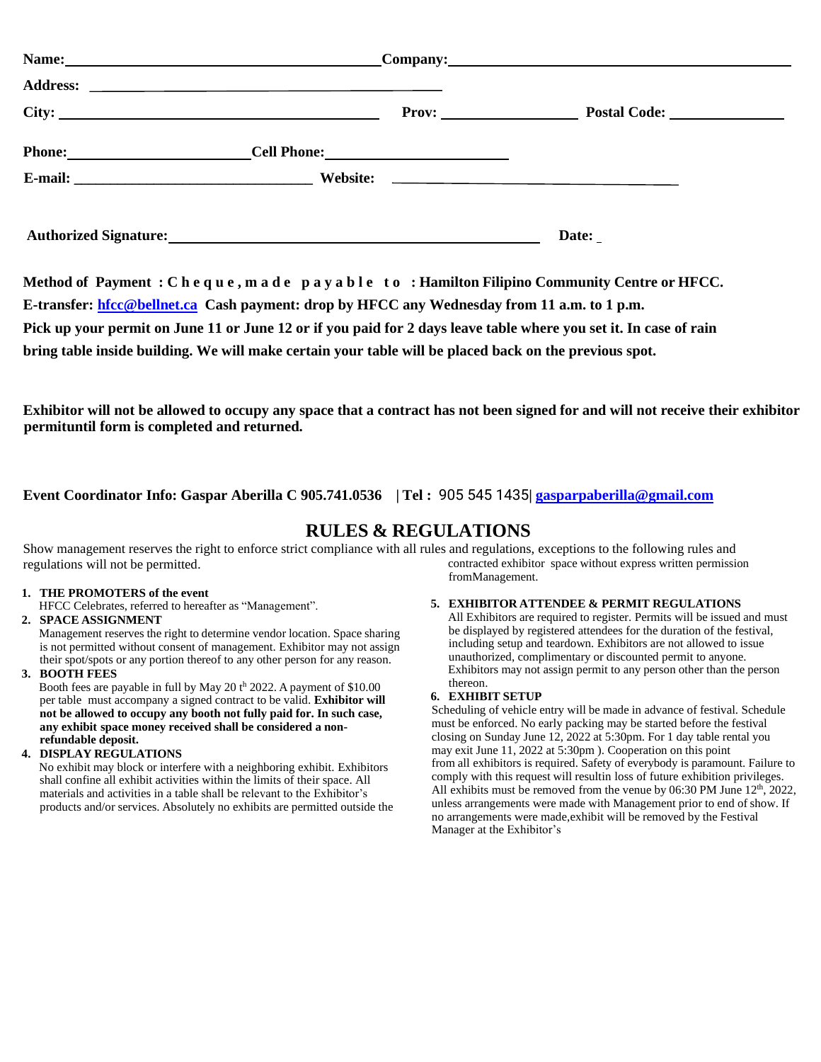**Name:** ______________________________ **Company:** ______________________________

**Address:** ______________________________

**City:** ______________________________ **Prov:** ______________ **Postal Code:** ______________

**Phone:** ______________ **Cell Phone:** ______________

**E-mail:** ______________________ **Website:** ______________________

**Authorized Signature:** ______________________________ **Date:** _

**Method of Payment : Cheque, made payable to : Hamilton Filipino Community Centre or HFCC.**

**E-transfer: hfcc@bellnet.ca Cash payment: drop by HFCC any Wednesday from 11 a.m. to 1 p.m.**

**Pick up your permit on June 11 or June 12 or if you paid for 2 days leave table where you set it. In case of rain bring table inside building. We will make certain your table will be placed back on the previous spot.**

**Exhibitor will not be allowed to occupy any space that a contract has not been signed for and will not receive their exhibitor permituntil form is completed and returned.**

**Event Coordinator Info: Gaspar Aberilla C 905.741.0536 | Tel :** 905 545 1435| **gasparpaberilla@gmail.com**

## RULES & REGULATIONS

Show management reserves the right to enforce strict compliance with all rules and regulations, exceptions to the following rules and regulations will not be permitted.

1. **THE PROMOTERS of the event**
   HFCC Celebrates, referred to hereafter as "Management".
2. **SPACE ASSIGNMENT**
   Management reserves the right to determine vendor location. Space sharing is not permitted without consent of management. Exhibitor may not assign their spot/spots or any portion thereof to any other person for any reason.
3. **BOOTH FEES**
   Booth fees are payable in full by May 20 th 2022. A payment of $10.00 per table must accompany a signed contract to be valid. **Exhibitor will not be allowed to occupy any booth not fully paid for. In such case, any exhibit space money received shall be considered a non-refundable deposit.**
4. **DISPLAY REGULATIONS**
   No exhibit may block or interfere with a neighboring exhibit. Exhibitors shall confine all exhibit activities within the limits of their space. All materials and activities in a table shall be relevant to the Exhibitor's products and/or services. Absolutely no exhibits are permitted outside the contracted exhibitor space without express written permission fromManagement.
5. **EXHIBITOR ATTENDEE & PERMIT REGULATIONS**
   All Exhibitors are required to register. Permits will be issued and must be displayed by registered attendees for the duration of the festival, including setup and teardown. Exhibitors are not allowed to issue unauthorized, complimentary or discounted permit to anyone. Exhibitors may not assign permit to any person other than the person thereon.
6. **EXHIBIT SETUP**
   Scheduling of vehicle entry will be made in advance of festival. Schedule must be enforced. No early packing may be started before the festival closing on Sunday June 12, 2022 at 5:30pm. For 1 day table rental you may exit June 11, 2022 at 5:30pm ). Cooperation on this point from all exhibitors is required. Safety of everybody is paramount. Failure to comply with this request will resultin loss of future exhibition privileges. All exhibits must be removed from the venue by 06:30 PM June 12th, 2022, unless arrangements were made with Management prior to end of show. If no arrangements were made,exhibit will be removed by the Festival Manager at the Exhibitor's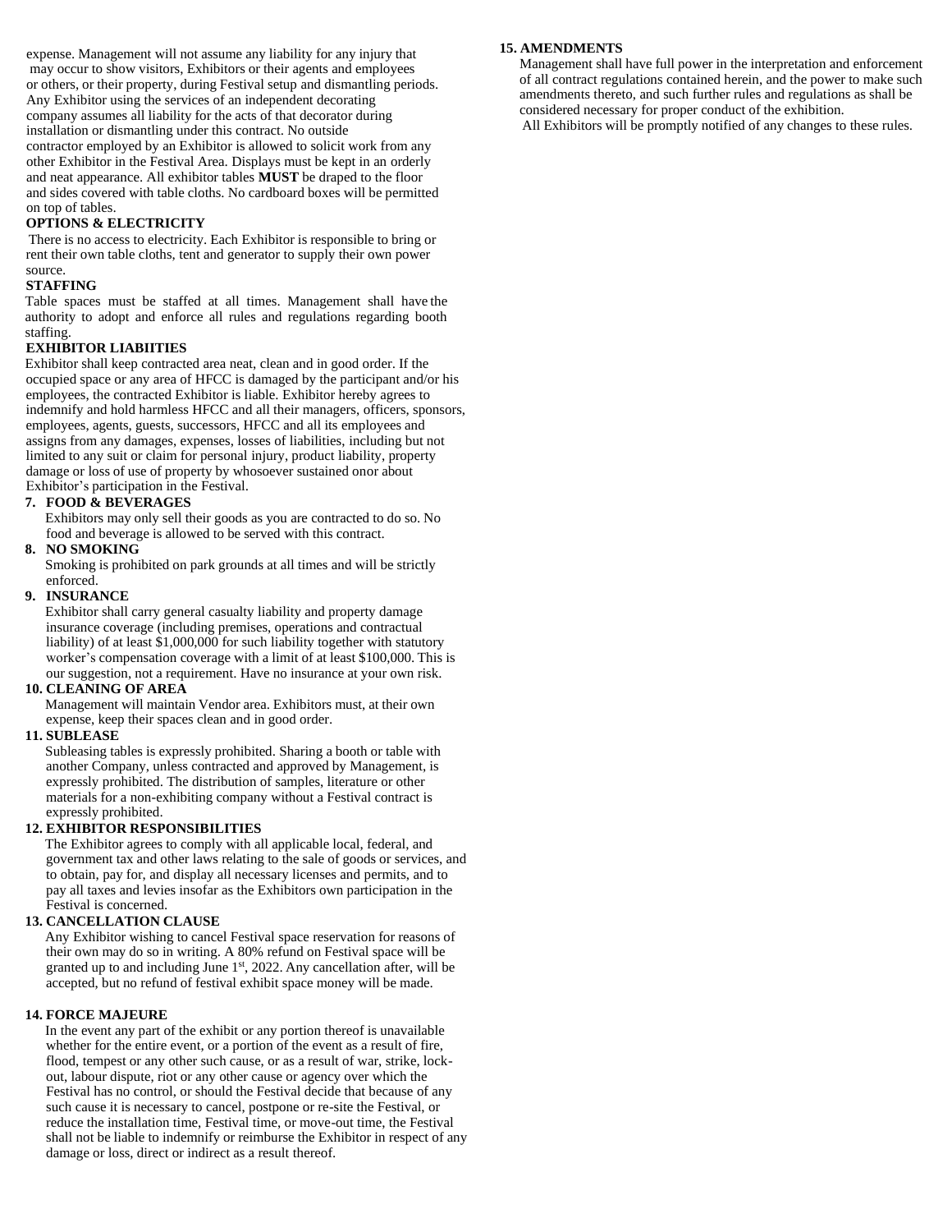expense. Management will not assume any liability for any injury that may occur to show visitors, Exhibitors or their agents and employees or others, or their property, during Festival setup and dismantling periods. Any Exhibitor using the services of an independent decorating company assumes all liability for the acts of that decorator during installation or dismantling under this contract. No outside contractor employed by an Exhibitor is allowed to solicit work from any other Exhibitor in the Festival Area. Displays must be kept in an orderly and neat appearance. All exhibitor tables **MUST** be draped to the floor and sides covered with table cloths. No cardboard boxes will be permitted on top of tables.

**OPTIONS & ELECTRICITY**

There is no access to electricity. Each Exhibitor is responsible to bring or rent their own table cloths, tent and generator to supply their own power source.

**STAFFING**

Table spaces must be staffed at all times. Management shall have the authority to adopt and enforce all rules and regulations regarding booth staffing.

**EXHIBITOR LIABIITIES**

Exhibitor shall keep contracted area neat, clean and in good order. If the occupied space or any area of HFCC is damaged by the participant and/or his employees, the contracted Exhibitor is liable. Exhibitor hereby agrees to indemnify and hold harmless HFCC and all their managers, officers, sponsors, employees, agents, guests, successors, HFCC and all its employees and assigns from any damages, expenses, losses of liabilities, including but not limited to any suit or claim for personal injury, product liability, property damage or loss of use of property by whosoever sustained onor about Exhibitor's participation in the Festival.

**7. FOOD & BEVERAGES**

Exhibitors may only sell their goods as you are contracted to do so. No food and beverage is allowed to be served with this contract.

**8. NO SMOKING**

Smoking is prohibited on park grounds at all times and will be strictly enforced.

**9. INSURANCE**

Exhibitor shall carry general casualty liability and property damage insurance coverage (including premises, operations and contractual liability) of at least $1,000,000 for such liability together with statutory worker's compensation coverage with a limit of at least $100,000. This is our suggestion, not a requirement. Have no insurance at your own risk.

**10. CLEANING OF AREA**

Management will maintain Vendor area. Exhibitors must, at their own expense, keep their spaces clean and in good order.

**11. SUBLEASE**

Subleasing tables is expressly prohibited. Sharing a booth or table with another Company, unless contracted and approved by Management, is expressly prohibited. The distribution of samples, literature or other materials for a non-exhibiting company without a Festival contract is expressly prohibited.

**12. EXHIBITOR RESPONSIBILITIES**

The Exhibitor agrees to comply with all applicable local, federal, and government tax and other laws relating to the sale of goods or services, and to obtain, pay for, and display all necessary licenses and permits, and to pay all taxes and levies insofar as the Exhibitors own participation in the Festival is concerned.

**13. CANCELLATION CLAUSE**

Any Exhibitor wishing to cancel Festival space reservation for reasons of their own may do so in writing. A 80% refund on Festival space will be granted up to and including June 1st, 2022. Any cancellation after, will be accepted, but no refund of festival exhibit space money will be made.

**14. FORCE MAJEURE**

In the event any part of the exhibit or any portion thereof is unavailable whether for the entire event, or a portion of the event as a result of fire, flood, tempest or any other such cause, or as a result of war, strike, lock-out, labour dispute, riot or any other cause or agency over which the Festival has no control, or should the Festival decide that because of any such cause it is necessary to cancel, postpone or re-site the Festival, or reduce the installation time, Festival time, or move-out time, the Festival shall not be liable to indemnify or reimburse the Exhibitor in respect of any damage or loss, direct or indirect as a result thereof.

**15. AMENDMENTS**

Management shall have full power in the interpretation and enforcement of all contract regulations contained herein, and the power to make such amendments thereto, and such further rules and regulations as shall be considered necessary for proper conduct of the exhibition.

All Exhibitors will be promptly notified of any changes to these rules.